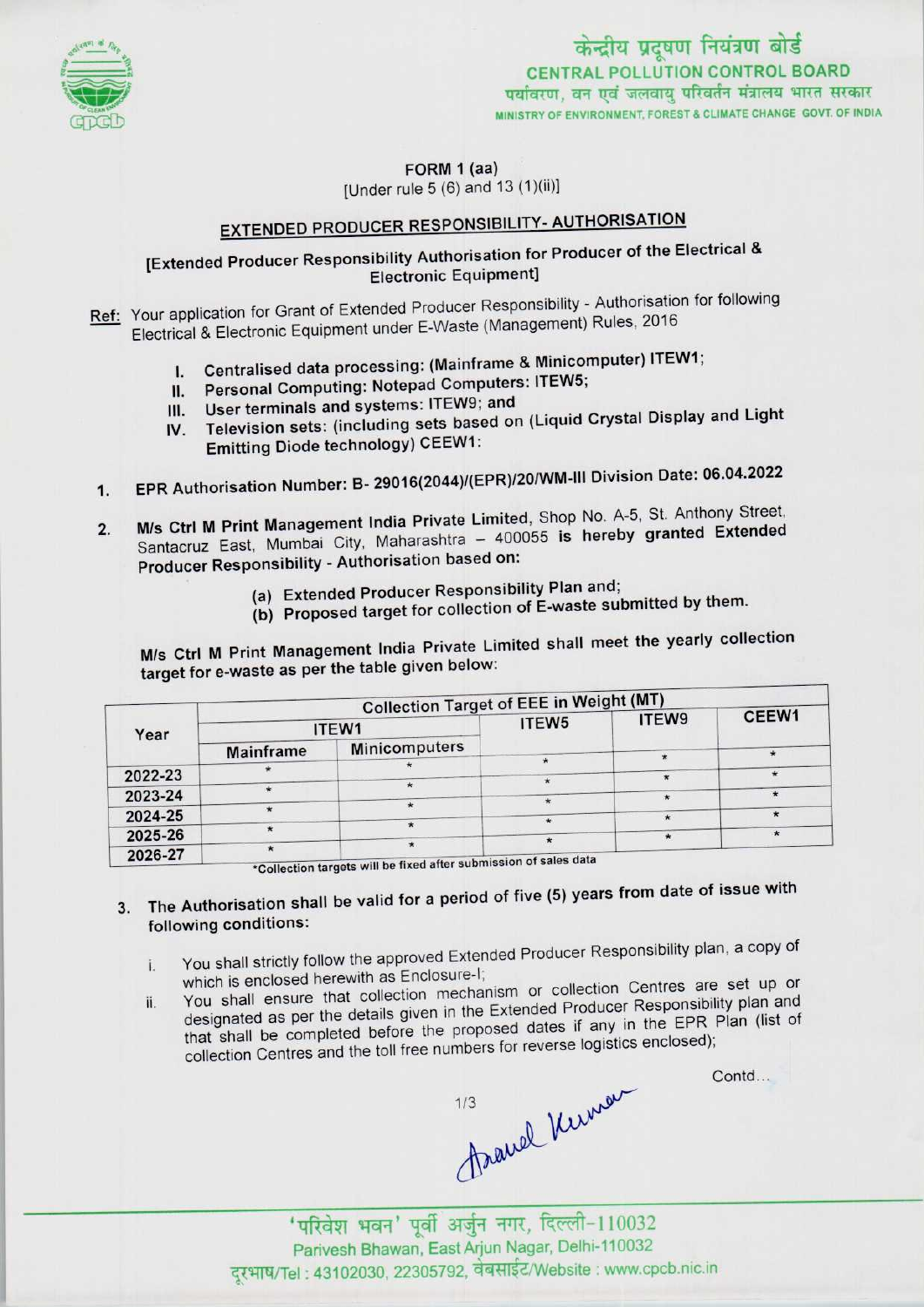केन्द्रीय प्रदूषण नियंत्रण बोर्ड
**CENTRAL POLLUTION CONTROL BOARD**
पर्यावरण, वन एवं जलवायु परिवर्तन मंत्रालय भारत सरकार
MINISTRY OF ENVIRONMENT, FOREST & CLIMATE CHANGE GOVT. OF INDIA

**FORM 1 (aa)**
[Under rule 5 (6) and 13 (1)(ii)]

## EXTENDED PRODUCER RESPONSIBILITY- AUTHORISATION

**[Extended Producer Responsibility Authorisation for Producer of the Electrical & Electronic Equipment]**

Ref: Your application for Grant of Extended Producer Responsibility - Authorisation for following Electrical & Electronic Equipment under E-Waste (Management) Rules, 2016

I. Centralised data processing: (Mainframe & Minicomputer) ITEW1;
II. Personal Computing: Notepad Computers: ITEW5;
III. User terminals and systems: ITEW9; and
IV. Television sets: (including sets based on (Liquid Crystal Display and Light Emitting Diode technology) CEEW1:

1. EPR Authorisation Number: B- 29016(2044)/(EPR)/20/WM-III Division Date: 06.04.2022

2. M/s Ctrl M Print Management India Private Limited, Shop No. A-5, St. Anthony Street, Santacruz East, Mumbai City, Maharashtra – 400055 is hereby granted Extended Producer Responsibility - Authorisation based on:

 (a) Extended Producer Responsibility Plan and;
 (b) Proposed target for collection of E-waste submitted by them.

M/s Ctrl M Print Management India Private Limited shall meet the yearly collection target for e-waste as per the table given below:

| Year | Collection Target of EEE in Weight (MT) | | | | |
|---|---|---|---|---|---|
| | ITEW1 | | ITEW5 | ITEW9 | CEEW1 |
| | Mainframe | Minicomputers | | | |
| 2022-23 | * | * | * | * | * |
| 2023-24 | * | * | * | * | * |
| 2024-25 | * | * | * | * | * |
| 2025-26 | * | * | * | * | * |
| 2026-27 | * | * | * | * | * |

*Collection targets will be fixed after submission of sales data

3. The Authorisation shall be valid for a period of five (5) years from date of issue with following conditions:

 i. You shall strictly follow the approved Extended Producer Responsibility plan, a copy of which is enclosed herewith as Enclosure-I;
 ii. You shall ensure that collection mechanism or collection Centres are set up or designated as per the details given in the Extended Producer Responsibility plan and that shall be completed before the proposed dates if any in the EPR Plan (list of collection Centres and the toll free numbers for reverse logistics enclosed);

Contd...

'परिवेश भवन' पूर्वी अर्जुन नगर, दिल्ली-110032
Parivesh Bhawan, East Arjun Nagar, Delhi-110032
दूरभाष/Tel : 43102030, 22305792, वेबसाईट/Website : www.cpcb.nic.in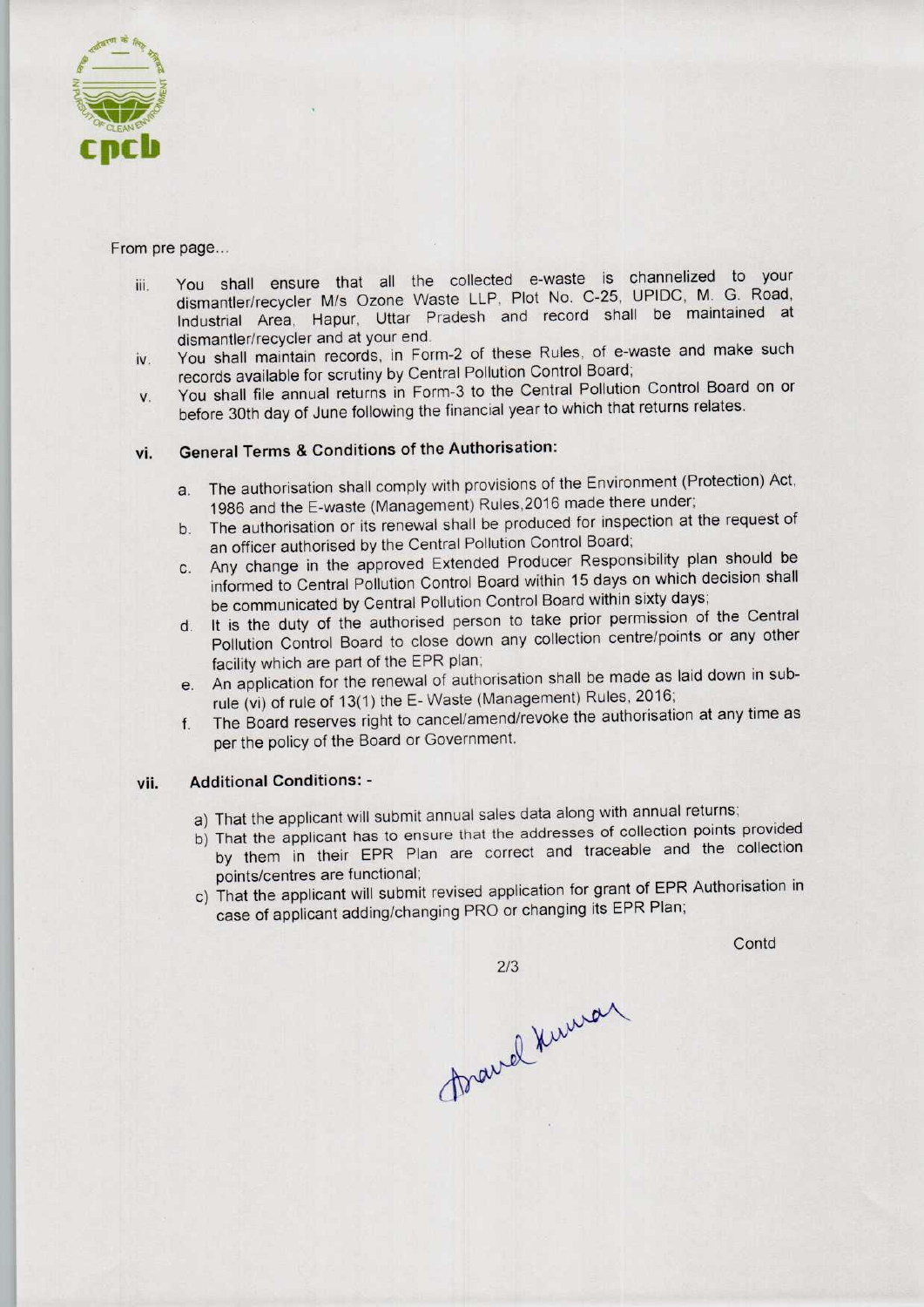From pre page...

iii. You shall ensure that all the collected e-waste is channelized to your dismantler/recycler M/s Ozone Waste LLP, Plot No. C-25, UPIDC, M. G. Road, Industrial Area, Hapur, Uttar Pradesh and record shall be maintained at dismantler/recycler and at your end.

iv. You shall maintain records, in Form-2 of these Rules, of e-waste and make such records available for scrutiny by Central Pollution Control Board;

v. You shall file annual returns in Form-3 to the Central Pollution Control Board on or before 30th day of June following the financial year to which that returns relates.

### vi. General Terms & Conditions of the Authorisation:

a. The authorisation shall comply with provisions of the Environment (Protection) Act, 1986 and the E-waste (Management) Rules,2016 made there under;

b. The authorisation or its renewal shall be produced for inspection at the request of an officer authorised by the Central Pollution Control Board;

c. Any change in the approved Extended Producer Responsibility plan should be informed to Central Pollution Control Board within 15 days on which decision shall be communicated by Central Pollution Control Board within sixty days;

d. It is the duty of the authorised person to take prior permission of the Central Pollution Control Board to close down any collection centre/points or any other facility which are part of the EPR plan;

e. An application for the renewal of authorisation shall be made as laid down in sub-rule (vi) of rule of 13(1) the E- Waste (Management) Rules, 2016;

f. The Board reserves right to cancel/amend/revoke the authorisation at any time as per the policy of the Board or Government.

### vii. Additional Conditions: -

a) That the applicant will submit annual sales data along with annual returns;

b) That the applicant has to ensure that the addresses of collection points provided by them in their EPR Plan are correct and traceable and the collection points/centres are functional;

c) That the applicant will submit revised application for grant of EPR Authorisation in case of applicant adding/changing PRO or changing its EPR Plan;

Contd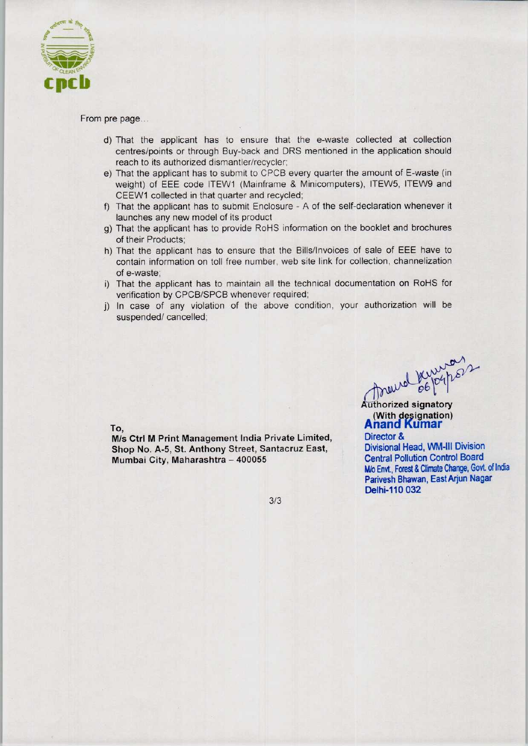From pre page...

d) That the applicant has to ensure that the e-waste collected at collection centres/points or through Buy-back and DRS mentioned in the application should reach to its authorized dismantler/recycler;
e) That the applicant has to submit to CPCB every quarter the amount of E-waste (in weight) of EEE code ITEW1 (Mainframe & Minicomputers), ITEW5, ITEW9 and CEEW1 collected in that quarter and recycled;
f) That the applicant has to submit Enclosure - A of the self-declaration whenever it launches any new model of its product
g) That the applicant has to provide RoHS information on the booklet and brochures of their Products;
h) That the applicant has to ensure that the Bills/Invoices of sale of EEE have to contain information on toll free number, web site link for collection, channelization of e-waste;
i) That the applicant has to maintain all the technical documentation on RoHS for verification by CPCB/SPCB whenever required;
j) In case of any violation of the above condition, your authorization will be suspended/ cancelled;

Anand Kumar 06/04/2022

Authorized signatory
(With designation)
**Anand Kumar**
Director &
Divisional Head, WM-III Division
Central Pollution Control Board
M/o Envt., Forest & Climate Change, Govt. of India
Parivesh Bhawan, East Arjun Nagar
Delhi-110 032

To,
**M/s Ctrl M Print Management India Private Limited,**
**Shop No. A-5, St. Anthony Street, Santacruz East,**
**Mumbai City, Maharashtra – 400055**